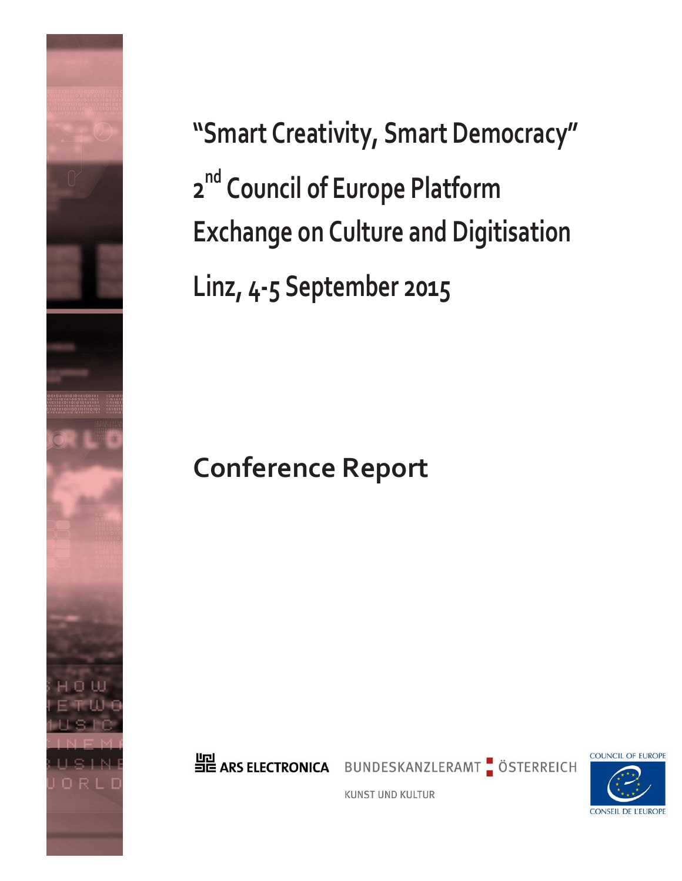# "Smart Creativity, Smart Democracy"

# 2nd Council of Europe Platform Exchange on Culture and Digitisation

# Linz, 4-5 September 2015

## Conference Report

ARS ELECTRONICA BUNDESKANZLERAMT ÖSTERREICH

KUNST UND KULTUR

COUNCIL OF EUROPE

CONSEIL DE L'EUROPE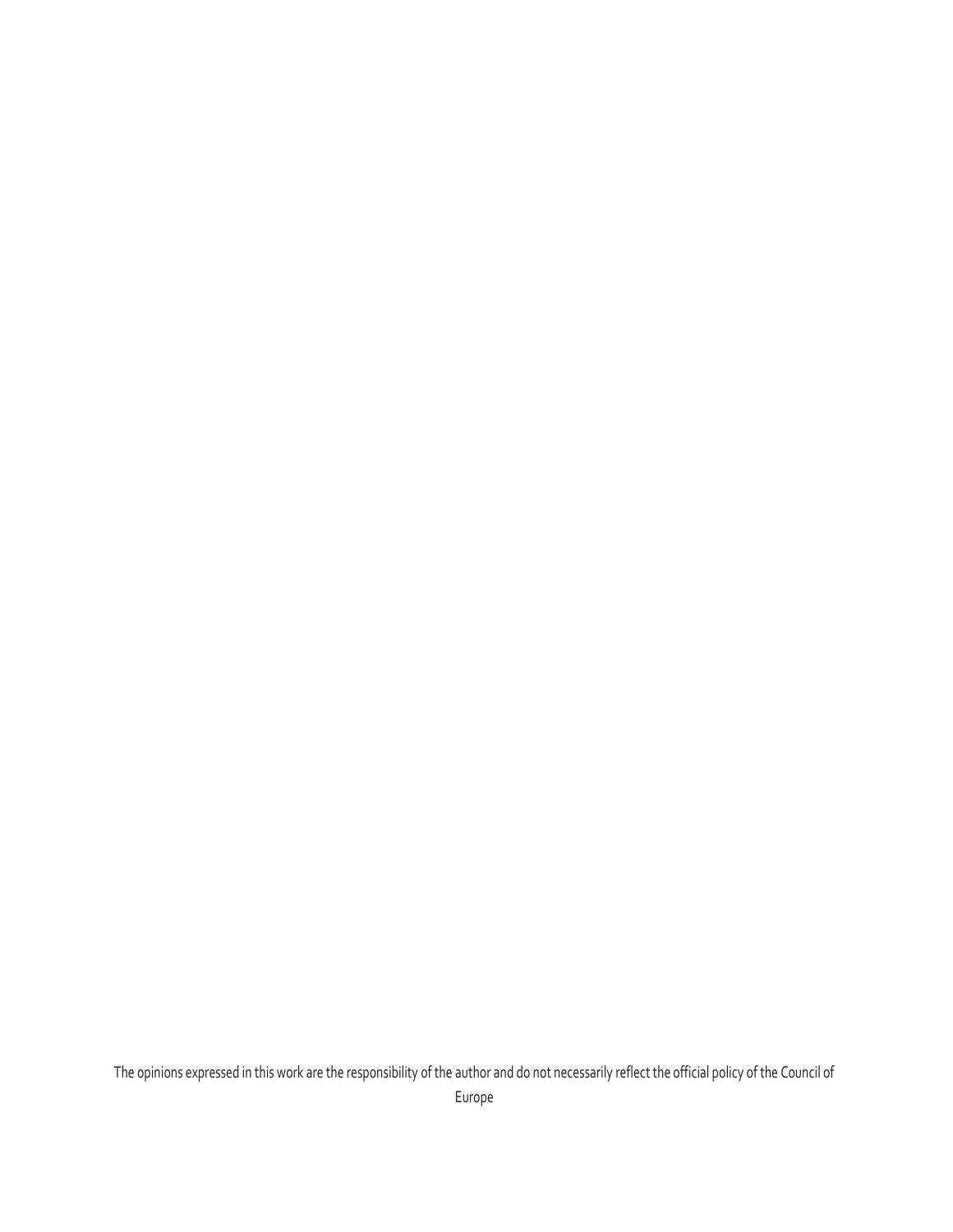The opinions expressed in this work are the responsibility of the author and do not necessarily reflect the official policy of the Council of Europe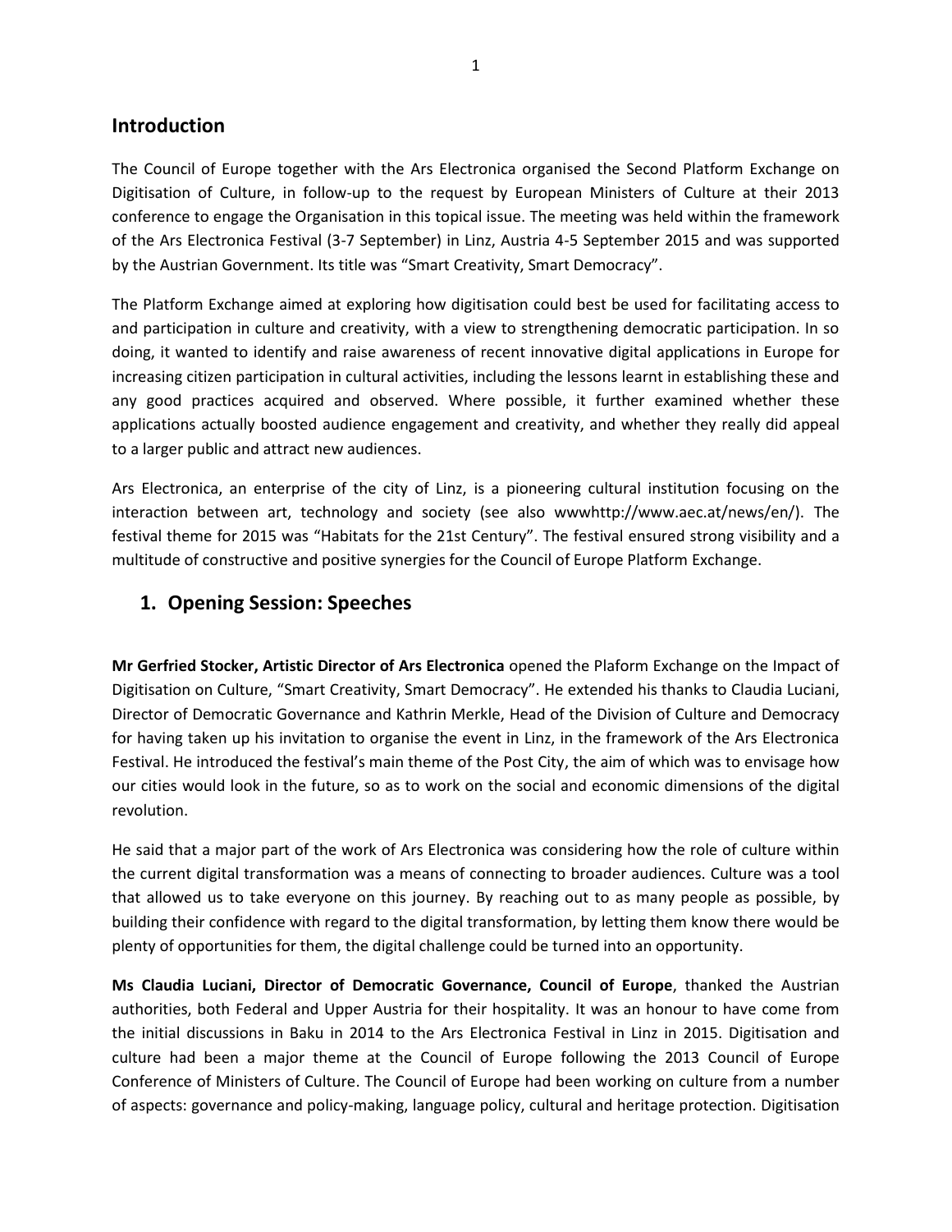## Introduction

The Council of Europe together with the Ars Electronica organised the Second Platform Exchange on Digitisation of Culture, in follow-up to the request by European Ministers of Culture at their 2013 conference to engage the Organisation in this topical issue. The meeting was held within the framework of the Ars Electronica Festival (3-7 September) in Linz, Austria 4-5 September 2015 and was supported by the Austrian Government. Its title was "Smart Creativity, Smart Democracy".

The Platform Exchange aimed at exploring how digitisation could best be used for facilitating access to and participation in culture and creativity, with a view to strengthening democratic participation. In so doing, it wanted to identify and raise awareness of recent innovative digital applications in Europe for increasing citizen participation in cultural activities, including the lessons learnt in establishing these and any good practices acquired and observed. Where possible, it further examined whether these applications actually boosted audience engagement and creativity, and whether they really did appeal to a larger public and attract new audiences.

Ars Electronica, an enterprise of the city of Linz, is a pioneering cultural institution focusing on the interaction between art, technology and society (see also wwwhttp://www.aec.at/news/en/). The festival theme for 2015 was "Habitats for the 21st Century". The festival ensured strong visibility and a multitude of constructive and positive synergies for the Council of Europe Platform Exchange.

## 1. Opening Session: Speeches

**Mr Gerfried Stocker, Artistic Director of Ars Electronica** opened the Plaform Exchange on the Impact of Digitisation on Culture, "Smart Creativity, Smart Democracy". He extended his thanks to Claudia Luciani, Director of Democratic Governance and Kathrin Merkle, Head of the Division of Culture and Democracy for having taken up his invitation to organise the event in Linz, in the framework of the Ars Electronica Festival. He introduced the festival's main theme of the Post City, the aim of which was to envisage how our cities would look in the future, so as to work on the social and economic dimensions of the digital revolution.

He said that a major part of the work of Ars Electronica was considering how the role of culture within the current digital transformation was a means of connecting to broader audiences. Culture was a tool that allowed us to take everyone on this journey. By reaching out to as many people as possible, by building their confidence with regard to the digital transformation, by letting them know there would be plenty of opportunities for them, the digital challenge could be turned into an opportunity.

**Ms Claudia Luciani, Director of Democratic Governance, Council of Europe**, thanked the Austrian authorities, both Federal and Upper Austria for their hospitality. It was an honour to have come from the initial discussions in Baku in 2014 to the Ars Electronica Festival in Linz in 2015. Digitisation and culture had been a major theme at the Council of Europe following the 2013 Council of Europe Conference of Ministers of Culture. The Council of Europe had been working on culture from a number of aspects: governance and policy-making, language policy, cultural and heritage protection. Digitisation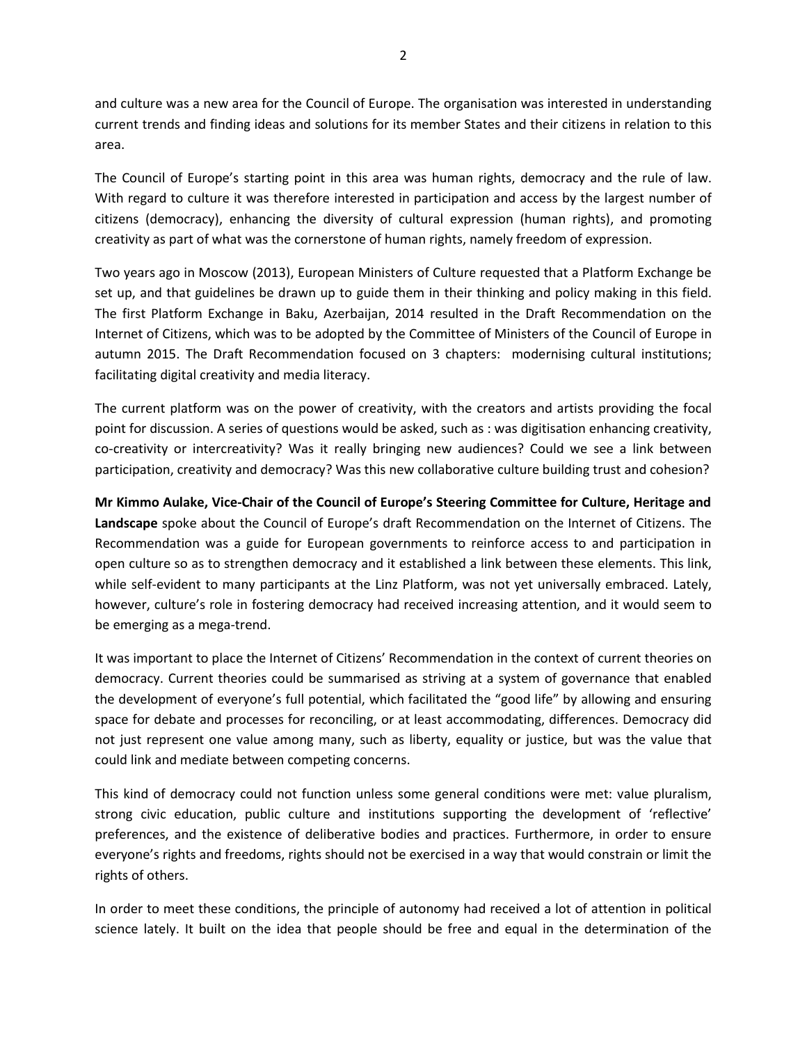and culture was a new area for the Council of Europe. The organisation was interested in understanding current trends and finding ideas and solutions for its member States and their citizens in relation to this area.

The Council of Europe's starting point in this area was human rights, democracy and the rule of law. With regard to culture it was therefore interested in participation and access by the largest number of citizens (democracy), enhancing the diversity of cultural expression (human rights), and promoting creativity as part of what was the cornerstone of human rights, namely freedom of expression.

Two years ago in Moscow (2013), European Ministers of Culture requested that a Platform Exchange be set up, and that guidelines be drawn up to guide them in their thinking and policy making in this field. The first Platform Exchange in Baku, Azerbaijan, 2014 resulted in the Draft Recommendation on the Internet of Citizens, which was to be adopted by the Committee of Ministers of the Council of Europe in autumn 2015. The Draft Recommendation focused on 3 chapters: modernising cultural institutions; facilitating digital creativity and media literacy.

The current platform was on the power of creativity, with the creators and artists providing the focal point for discussion. A series of questions would be asked, such as : was digitisation enhancing creativity, co-creativity or intercreativity? Was it really bringing new audiences? Could we see a link between participation, creativity and democracy? Was this new collaborative culture building trust and cohesion?

**Mr Kimmo Aulake, Vice-Chair of the Council of Europe's Steering Committee for Culture, Heritage and Landscape** spoke about the Council of Europe's draft Recommendation on the Internet of Citizens. The Recommendation was a guide for European governments to reinforce access to and participation in open culture so as to strengthen democracy and it established a link between these elements. This link, while self-evident to many participants at the Linz Platform, was not yet universally embraced. Lately, however, culture's role in fostering democracy had received increasing attention, and it would seem to be emerging as a mega-trend.

It was important to place the Internet of Citizens' Recommendation in the context of current theories on democracy. Current theories could be summarised as striving at a system of governance that enabled the development of everyone's full potential, which facilitated the "good life" by allowing and ensuring space for debate and processes for reconciling, or at least accommodating, differences. Democracy did not just represent one value among many, such as liberty, equality or justice, but was the value that could link and mediate between competing concerns.

This kind of democracy could not function unless some general conditions were met: value pluralism, strong civic education, public culture and institutions supporting the development of 'reflective' preferences, and the existence of deliberative bodies and practices. Furthermore, in order to ensure everyone's rights and freedoms, rights should not be exercised in a way that would constrain or limit the rights of others.

In order to meet these conditions, the principle of autonomy had received a lot of attention in political science lately. It built on the idea that people should be free and equal in the determination of the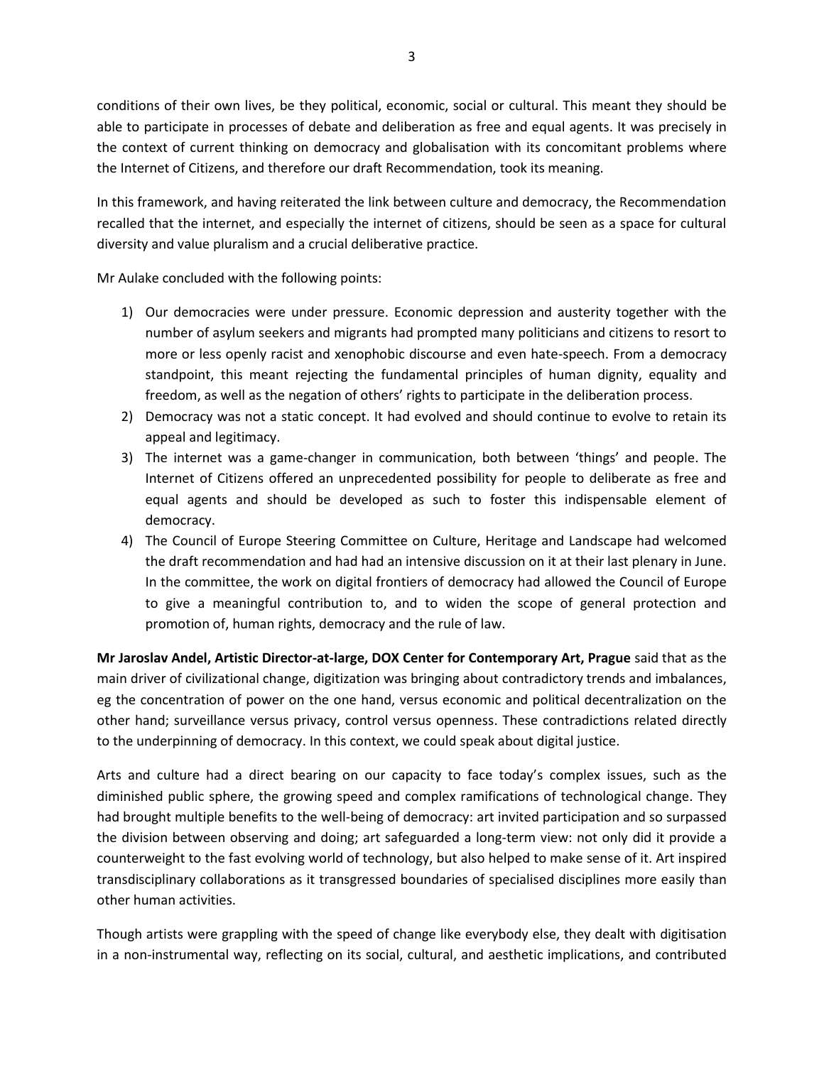conditions of their own lives, be they political, economic, social or cultural. This meant they should be able to participate in processes of debate and deliberation as free and equal agents. It was precisely in the context of current thinking on democracy and globalisation with its concomitant problems where the Internet of Citizens, and therefore our draft Recommendation, took its meaning.

In this framework, and having reiterated the link between culture and democracy, the Recommendation recalled that the internet, and especially the internet of citizens, should be seen as a space for cultural diversity and value pluralism and a crucial deliberative practice.

Mr Aulake concluded with the following points:

1) Our democracies were under pressure. Economic depression and austerity together with the number of asylum seekers and migrants had prompted many politicians and citizens to resort to more or less openly racist and xenophobic discourse and even hate-speech. From a democracy standpoint, this meant rejecting the fundamental principles of human dignity, equality and freedom, as well as the negation of others' rights to participate in the deliberation process.
2) Democracy was not a static concept. It had evolved and should continue to evolve to retain its appeal and legitimacy.
3) The internet was a game-changer in communication, both between 'things' and people. The Internet of Citizens offered an unprecedented possibility for people to deliberate as free and equal agents and should be developed as such to foster this indispensable element of democracy.
4) The Council of Europe Steering Committee on Culture, Heritage and Landscape had welcomed the draft recommendation and had had an intensive discussion on it at their last plenary in June. In the committee, the work on digital frontiers of democracy had allowed the Council of Europe to give a meaningful contribution to, and to widen the scope of general protection and promotion of, human rights, democracy and the rule of law.

**Mr Jaroslav Andel, Artistic Director-at-large, DOX Center for Contemporary Art, Prague** said that as the main driver of civilizational change, digitization was bringing about contradictory trends and imbalances, eg the concentration of power on the one hand, versus economic and political decentralization on the other hand; surveillance versus privacy, control versus openness. These contradictions related directly to the underpinning of democracy. In this context, we could speak about digital justice.

Arts and culture had a direct bearing on our capacity to face today's complex issues, such as the diminished public sphere, the growing speed and complex ramifications of technological change. They had brought multiple benefits to the well-being of democracy: art invited participation and so surpassed the division between observing and doing; art safeguarded a long-term view: not only did it provide a counterweight to the fast evolving world of technology, but also helped to make sense of it. Art inspired transdisciplinary collaborations as it transgressed boundaries of specialised disciplines more easily than other human activities.

Though artists were grappling with the speed of change like everybody else, they dealt with digitisation in a non-instrumental way, reflecting on its social, cultural, and aesthetic implications, and contributed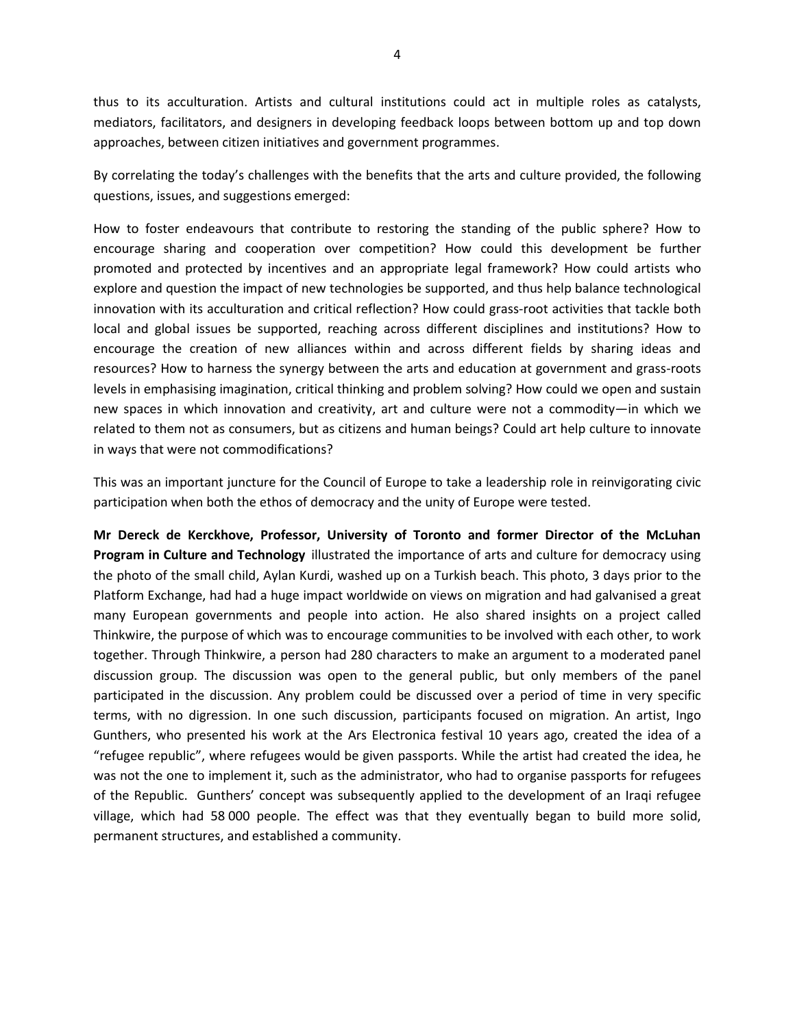thus to its acculturation. Artists and cultural institutions could act in multiple roles as catalysts, mediators, facilitators, and designers in developing feedback loops between bottom up and top down approaches, between citizen initiatives and government programmes.

By correlating the today's challenges with the benefits that the arts and culture provided, the following questions, issues, and suggestions emerged:

How to foster endeavours that contribute to restoring the standing of the public sphere? How to encourage sharing and cooperation over competition? How could this development be further promoted and protected by incentives and an appropriate legal framework? How could artists who explore and question the impact of new technologies be supported, and thus help balance technological innovation with its acculturation and critical reflection? How could grass-root activities that tackle both local and global issues be supported, reaching across different disciplines and institutions? How to encourage the creation of new alliances within and across different fields by sharing ideas and resources? How to harness the synergy between the arts and education at government and grass-roots levels in emphasising imagination, critical thinking and problem solving? How could we open and sustain new spaces in which innovation and creativity, art and culture were not a commodity—in which we related to them not as consumers, but as citizens and human beings? Could art help culture to innovate in ways that were not commodifications?

This was an important juncture for the Council of Europe to take a leadership role in reinvigorating civic participation when both the ethos of democracy and the unity of Europe were tested.

**Mr Dereck de Kerckhove, Professor, University of Toronto and former Director of the McLuhan Program in Culture and Technology** illustrated the importance of arts and culture for democracy using the photo of the small child, Aylan Kurdi, washed up on a Turkish beach. This photo, 3 days prior to the Platform Exchange, had had a huge impact worldwide on views on migration and had galvanised a great many European governments and people into action. He also shared insights on a project called Thinkwire, the purpose of which was to encourage communities to be involved with each other, to work together. Through Thinkwire, a person had 280 characters to make an argument to a moderated panel discussion group. The discussion was open to the general public, but only members of the panel participated in the discussion. Any problem could be discussed over a period of time in very specific terms, with no digression. In one such discussion, participants focused on migration. An artist, Ingo Gunthers, who presented his work at the Ars Electronica festival 10 years ago, created the idea of a "refugee republic", where refugees would be given passports. While the artist had created the idea, he was not the one to implement it, such as the administrator, who had to organise passports for refugees of the Republic. Gunthers' concept was subsequently applied to the development of an Iraqi refugee village, which had 58 000 people. The effect was that they eventually began to build more solid, permanent structures, and established a community.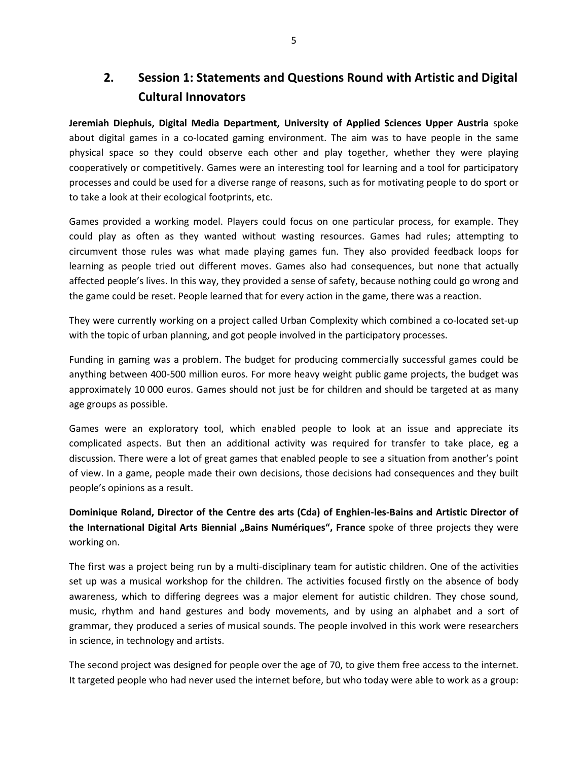## 2. Session 1: Statements and Questions Round with Artistic and Digital Cultural Innovators

**Jeremiah Diephuis, Digital Media Department, University of Applied Sciences Upper Austria** spoke about digital games in a co-located gaming environment. The aim was to have people in the same physical space so they could observe each other and play together, whether they were playing cooperatively or competitively. Games were an interesting tool for learning and a tool for participatory processes and could be used for a diverse range of reasons, such as for motivating people to do sport or to take a look at their ecological footprints, etc.

Games provided a working model. Players could focus on one particular process, for example. They could play as often as they wanted without wasting resources. Games had rules; attempting to circumvent those rules was what made playing games fun. They also provided feedback loops for learning as people tried out different moves. Games also had consequences, but none that actually affected people's lives. In this way, they provided a sense of safety, because nothing could go wrong and the game could be reset. People learned that for every action in the game, there was a reaction.

They were currently working on a project called Urban Complexity which combined a co-located set-up with the topic of urban planning, and got people involved in the participatory processes.

Funding in gaming was a problem. The budget for producing commercially successful games could be anything between 400-500 million euros. For more heavy weight public game projects, the budget was approximately 10 000 euros. Games should not just be for children and should be targeted at as many age groups as possible.

Games were an exploratory tool, which enabled people to look at an issue and appreciate its complicated aspects. But then an additional activity was required for transfer to take place, eg a discussion. There were a lot of great games that enabled people to see a situation from another's point of view. In a game, people made their own decisions, those decisions had consequences and they built people's opinions as a result.

**Dominique Roland, Director of the Centre des arts (Cda) of Enghien-les-Bains and Artistic Director of the International Digital Arts Biennial „Bains Numériques", France** spoke of three projects they were working on.

The first was a project being run by a multi-disciplinary team for autistic children. One of the activities set up was a musical workshop for the children. The activities focused firstly on the absence of body awareness, which to differing degrees was a major element for autistic children. They chose sound, music, rhythm and hand gestures and body movements, and by using an alphabet and a sort of grammar, they produced a series of musical sounds. The people involved in this work were researchers in science, in technology and artists.

The second project was designed for people over the age of 70, to give them free access to the internet. It targeted people who had never used the internet before, but who today were able to work as a group: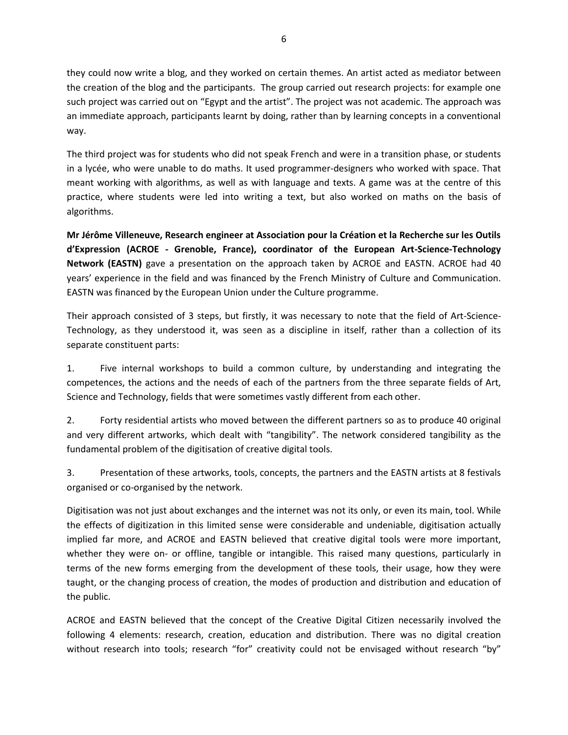they could now write a blog, and they worked on certain themes. An artist acted as mediator between the creation of the blog and the participants. The group carried out research projects: for example one such project was carried out on "Egypt and the artist". The project was not academic. The approach was an immediate approach, participants learnt by doing, rather than by learning concepts in a conventional way.

The third project was for students who did not speak French and were in a transition phase, or students in a lycée, who were unable to do maths. It used programmer-designers who worked with space. That meant working with algorithms, as well as with language and texts. A game was at the centre of this practice, where students were led into writing a text, but also worked on maths on the basis of algorithms.

**Mr Jérôme Villeneuve, Research engineer at Association pour la Création et la Recherche sur les Outils d'Expression (ACROE - Grenoble, France), coordinator of the European Art-Science-Technology Network (EASTN)** gave a presentation on the approach taken by ACROE and EASTN. ACROE had 40 years' experience in the field and was financed by the French Ministry of Culture and Communication. EASTN was financed by the European Union under the Culture programme.

Their approach consisted of 3 steps, but firstly, it was necessary to note that the field of Art-Science-Technology, as they understood it, was seen as a discipline in itself, rather than a collection of its separate constituent parts:

1. Five internal workshops to build a common culture, by understanding and integrating the competences, the actions and the needs of each of the partners from the three separate fields of Art, Science and Technology, fields that were sometimes vastly different from each other.

2. Forty residential artists who moved between the different partners so as to produce 40 original and very different artworks, which dealt with "tangibility". The network considered tangibility as the fundamental problem of the digitisation of creative digital tools.

3. Presentation of these artworks, tools, concepts, the partners and the EASTN artists at 8 festivals organised or co-organised by the network.

Digitisation was not just about exchanges and the internet was not its only, or even its main, tool. While the effects of digitization in this limited sense were considerable and undeniable, digitisation actually implied far more, and ACROE and EASTN believed that creative digital tools were more important, whether they were on- or offline, tangible or intangible. This raised many questions, particularly in terms of the new forms emerging from the development of these tools, their usage, how they were taught, or the changing process of creation, the modes of production and distribution and education of the public.

ACROE and EASTN believed that the concept of the Creative Digital Citizen necessarily involved the following 4 elements: research, creation, education and distribution. There was no digital creation without research into tools; research "for" creativity could not be envisaged without research "by"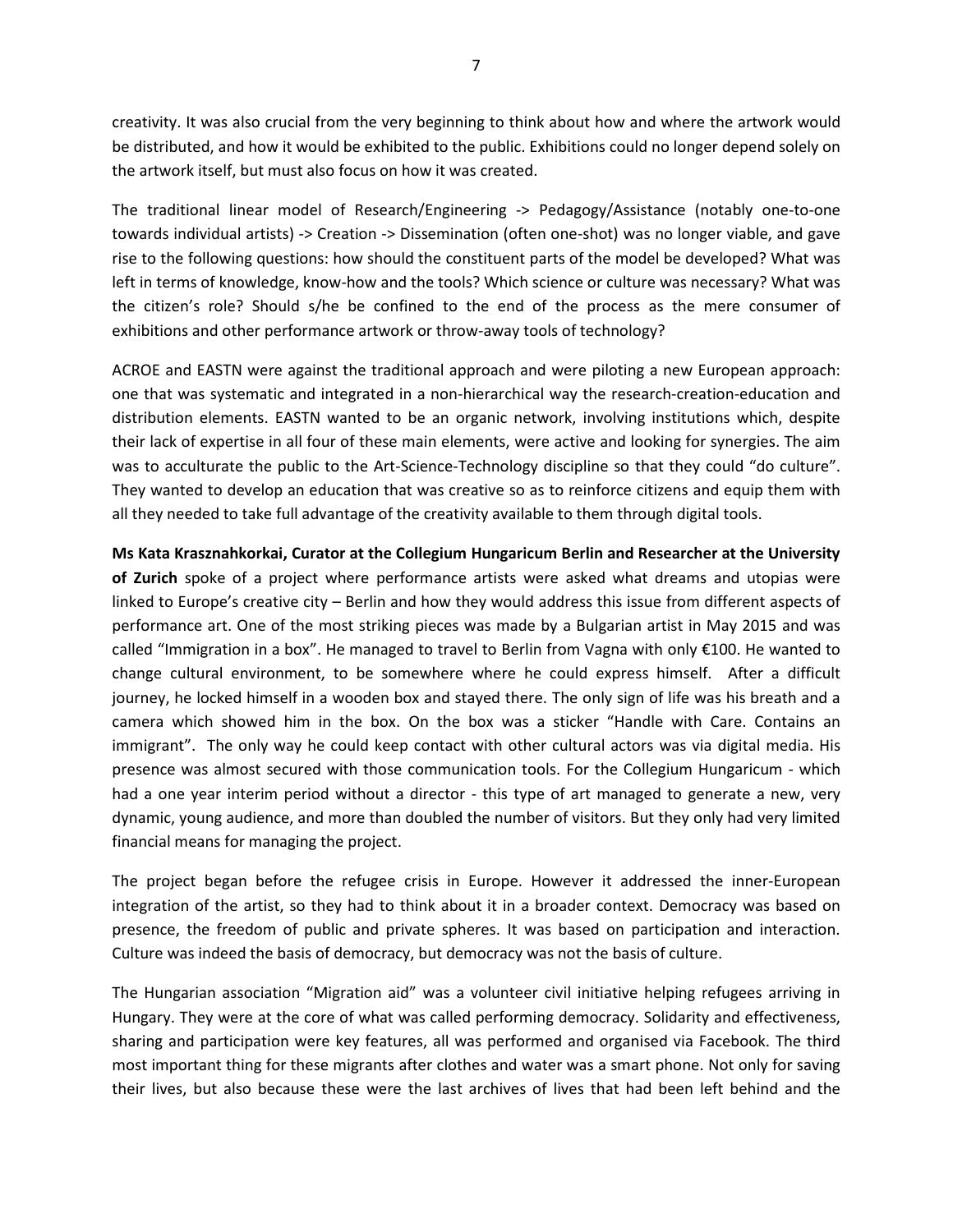creativity. It was also crucial from the very beginning to think about how and where the artwork would be distributed, and how it would be exhibited to the public. Exhibitions could no longer depend solely on the artwork itself, but must also focus on how it was created.

The traditional linear model of Research/Engineering -> Pedagogy/Assistance (notably one-to-one towards individual artists) -> Creation -> Dissemination (often one-shot) was no longer viable, and gave rise to the following questions: how should the constituent parts of the model be developed? What was left in terms of knowledge, know-how and the tools? Which science or culture was necessary? What was the citizen's role? Should s/he be confined to the end of the process as the mere consumer of exhibitions and other performance artwork or throw-away tools of technology?

ACROE and EASTN were against the traditional approach and were piloting a new European approach: one that was systematic and integrated in a non-hierarchical way the research-creation-education and distribution elements. EASTN wanted to be an organic network, involving institutions which, despite their lack of expertise in all four of these main elements, were active and looking for synergies. The aim was to acculturate the public to the Art-Science-Technology discipline so that they could "do culture". They wanted to develop an education that was creative so as to reinforce citizens and equip them with all they needed to take full advantage of the creativity available to them through digital tools.

**Ms Kata Krasznahkorkai, Curator at the Collegium Hungaricum Berlin and Researcher at the University of Zurich** spoke of a project where performance artists were asked what dreams and utopias were linked to Europe's creative city – Berlin and how they would address this issue from different aspects of performance art. One of the most striking pieces was made by a Bulgarian artist in May 2015 and was called "Immigration in a box". He managed to travel to Berlin from Vagna with only €100. He wanted to change cultural environment, to be somewhere where he could express himself. After a difficult journey, he locked himself in a wooden box and stayed there. The only sign of life was his breath and a camera which showed him in the box. On the box was a sticker "Handle with Care. Contains an immigrant". The only way he could keep contact with other cultural actors was via digital media. His presence was almost secured with those communication tools. For the Collegium Hungaricum - which had a one year interim period without a director - this type of art managed to generate a new, very dynamic, young audience, and more than doubled the number of visitors. But they only had very limited financial means for managing the project.

The project began before the refugee crisis in Europe. However it addressed the inner-European integration of the artist, so they had to think about it in a broader context. Democracy was based on presence, the freedom of public and private spheres. It was based on participation and interaction. Culture was indeed the basis of democracy, but democracy was not the basis of culture.

The Hungarian association "Migration aid" was a volunteer civil initiative helping refugees arriving in Hungary. They were at the core of what was called performing democracy. Solidarity and effectiveness, sharing and participation were key features, all was performed and organised via Facebook. The third most important thing for these migrants after clothes and water was a smart phone. Not only for saving their lives, but also because these were the last archives of lives that had been left behind and the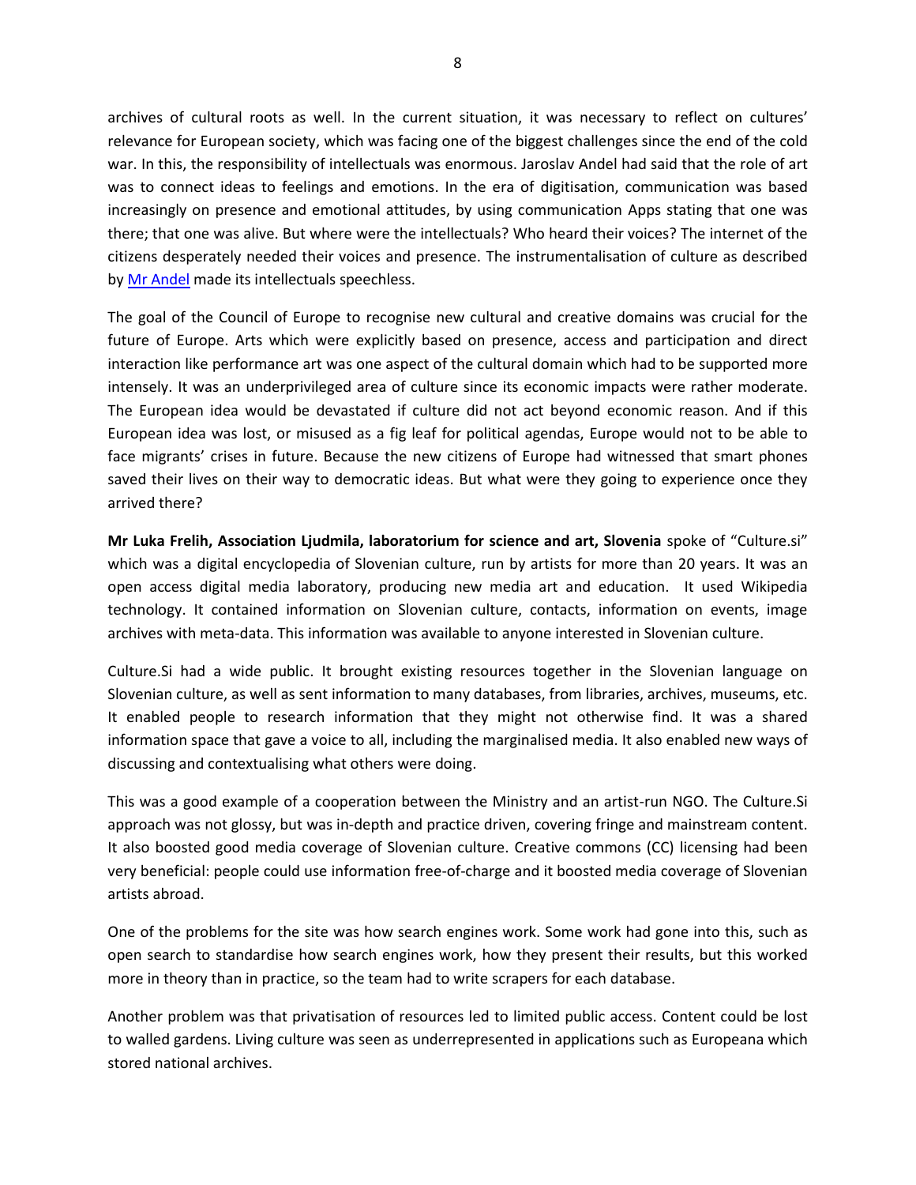archives of cultural roots as well. In the current situation, it was necessary to reflect on cultures' relevance for European society, which was facing one of the biggest challenges since the end of the cold war. In this, the responsibility of intellectuals was enormous. Jaroslav Andel had said that the role of art was to connect ideas to feelings and emotions. In the era of digitisation, communication was based increasingly on presence and emotional attitudes, by using communication Apps stating that one was there; that one was alive. But where were the intellectuals? Who heard their voices? The internet of the citizens desperately needed their voices and presence. The instrumentalisation of culture as described by Mr Andel made its intellectuals speechless.

The goal of the Council of Europe to recognise new cultural and creative domains was crucial for the future of Europe. Arts which were explicitly based on presence, access and participation and direct interaction like performance art was one aspect of the cultural domain which had to be supported more intensely. It was an underprivileged area of culture since its economic impacts were rather moderate. The European idea would be devastated if culture did not act beyond economic reason. And if this European idea was lost, or misused as a fig leaf for political agendas, Europe would not to be able to face migrants' crises in future. Because the new citizens of Europe had witnessed that smart phones saved their lives on their way to democratic ideas. But what were they going to experience once they arrived there?

**Mr Luka Frelih, Association Ljudmila, laboratorium for science and art, Slovenia** spoke of "Culture.si" which was a digital encyclopedia of Slovenian culture, run by artists for more than 20 years. It was an open access digital media laboratory, producing new media art and education. It used Wikipedia technology. It contained information on Slovenian culture, contacts, information on events, image archives with meta-data. This information was available to anyone interested in Slovenian culture.

Culture.Si had a wide public. It brought existing resources together in the Slovenian language on Slovenian culture, as well as sent information to many databases, from libraries, archives, museums, etc. It enabled people to research information that they might not otherwise find. It was a shared information space that gave a voice to all, including the marginalised media. It also enabled new ways of discussing and contextualising what others were doing.

This was a good example of a cooperation between the Ministry and an artist-run NGO. The Culture.Si approach was not glossy, but was in-depth and practice driven, covering fringe and mainstream content. It also boosted good media coverage of Slovenian culture. Creative commons (CC) licensing had been very beneficial: people could use information free-of-charge and it boosted media coverage of Slovenian artists abroad.

One of the problems for the site was how search engines work. Some work had gone into this, such as open search to standardise how search engines work, how they present their results, but this worked more in theory than in practice, so the team had to write scrapers for each database.

Another problem was that privatisation of resources led to limited public access. Content could be lost to walled gardens. Living culture was seen as underrepresented in applications such as Europeana which stored national archives.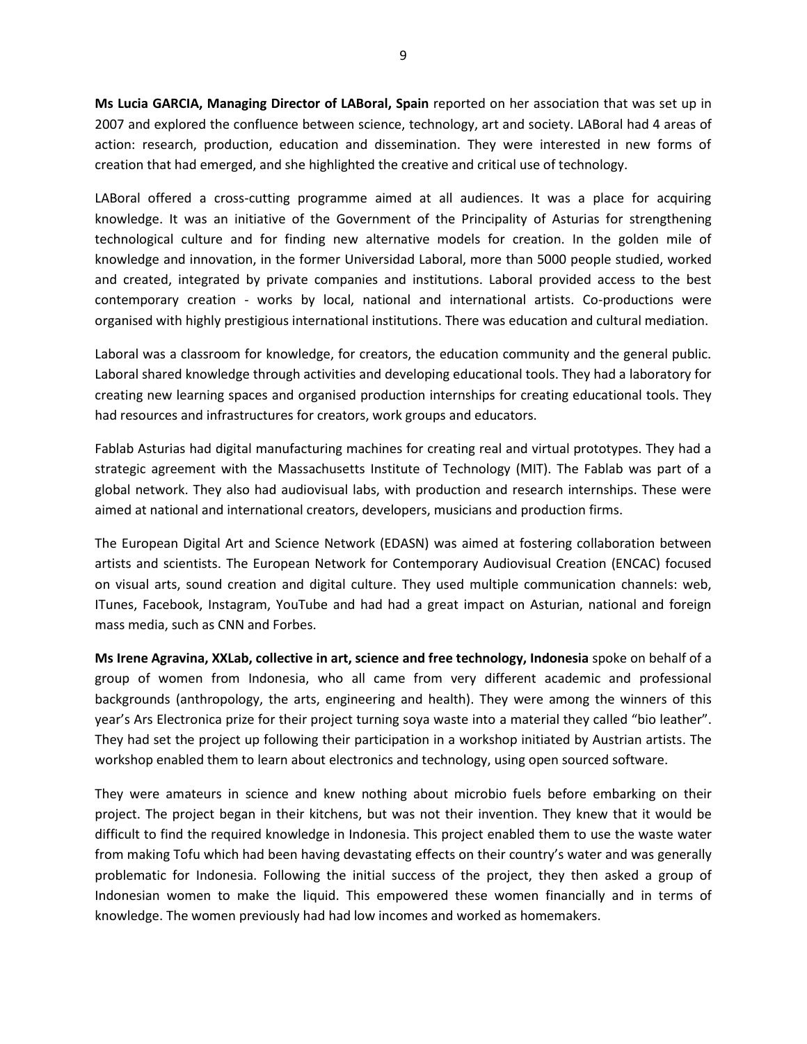**Ms Lucia GARCIA, Managing Director of LABoral, Spain** reported on her association that was set up in 2007 and explored the confluence between science, technology, art and society. LABoral had 4 areas of action: research, production, education and dissemination. They were interested in new forms of creation that had emerged, and she highlighted the creative and critical use of technology.

LABoral offered a cross-cutting programme aimed at all audiences. It was a place for acquiring knowledge. It was an initiative of the Government of the Principality of Asturias for strengthening technological culture and for finding new alternative models for creation. In the golden mile of knowledge and innovation, in the former Universidad Laboral, more than 5000 people studied, worked and created, integrated by private companies and institutions. Laboral provided access to the best contemporary creation - works by local, national and international artists. Co-productions were organised with highly prestigious international institutions. There was education and cultural mediation.

Laboral was a classroom for knowledge, for creators, the education community and the general public. Laboral shared knowledge through activities and developing educational tools. They had a laboratory for creating new learning spaces and organised production internships for creating educational tools. They had resources and infrastructures for creators, work groups and educators.

Fablab Asturias had digital manufacturing machines for creating real and virtual prototypes. They had a strategic agreement with the Massachusetts Institute of Technology (MIT). The Fablab was part of a global network. They also had audiovisual labs, with production and research internships. These were aimed at national and international creators, developers, musicians and production firms.

The European Digital Art and Science Network (EDASN) was aimed at fostering collaboration between artists and scientists. The European Network for Contemporary Audiovisual Creation (ENCAC) focused on visual arts, sound creation and digital culture. They used multiple communication channels: web, ITunes, Facebook, Instagram, YouTube and had had a great impact on Asturian, national and foreign mass media, such as CNN and Forbes.

**Ms Irene Agravina, XXLab, collective in art, science and free technology, Indonesia** spoke on behalf of a group of women from Indonesia, who all came from very different academic and professional backgrounds (anthropology, the arts, engineering and health). They were among the winners of this year's Ars Electronica prize for their project turning soya waste into a material they called "bio leather". They had set the project up following their participation in a workshop initiated by Austrian artists. The workshop enabled them to learn about electronics and technology, using open sourced software.

They were amateurs in science and knew nothing about microbio fuels before embarking on their project. The project began in their kitchens, but was not their invention. They knew that it would be difficult to find the required knowledge in Indonesia. This project enabled them to use the waste water from making Tofu which had been having devastating effects on their country's water and was generally problematic for Indonesia. Following the initial success of the project, they then asked a group of Indonesian women to make the liquid. This empowered these women financially and in terms of knowledge. The women previously had had low incomes and worked as homemakers.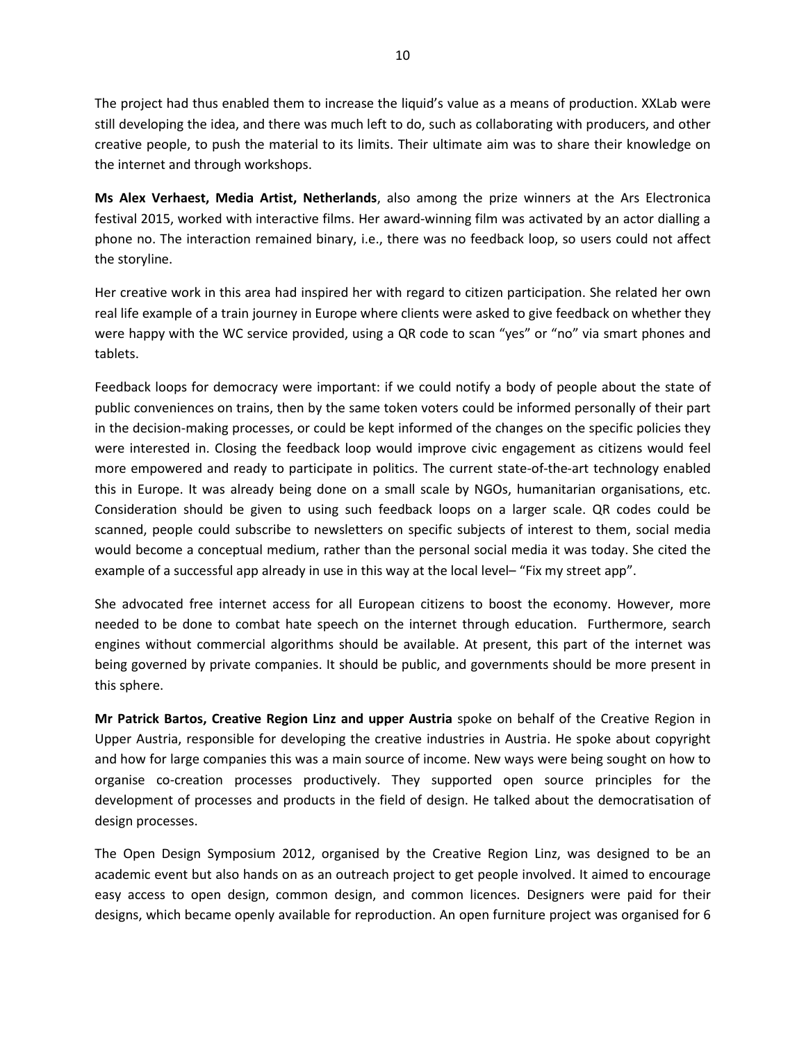The project had thus enabled them to increase the liquid's value as a means of production. XXLab were still developing the idea, and there was much left to do, such as collaborating with producers, and other creative people, to push the material to its limits. Their ultimate aim was to share their knowledge on the internet and through workshops.

**Ms Alex Verhaest, Media Artist, Netherlands**, also among the prize winners at the Ars Electronica festival 2015, worked with interactive films. Her award-winning film was activated by an actor dialling a phone no. The interaction remained binary, i.e., there was no feedback loop, so users could not affect the storyline.

Her creative work in this area had inspired her with regard to citizen participation. She related her own real life example of a train journey in Europe where clients were asked to give feedback on whether they were happy with the WC service provided, using a QR code to scan "yes" or "no" via smart phones and tablets.

Feedback loops for democracy were important: if we could notify a body of people about the state of public conveniences on trains, then by the same token voters could be informed personally of their part in the decision-making processes, or could be kept informed of the changes on the specific policies they were interested in. Closing the feedback loop would improve civic engagement as citizens would feel more empowered and ready to participate in politics. The current state-of-the-art technology enabled this in Europe. It was already being done on a small scale by NGOs, humanitarian organisations, etc. Consideration should be given to using such feedback loops on a larger scale. QR codes could be scanned, people could subscribe to newsletters on specific subjects of interest to them, social media would become a conceptual medium, rather than the personal social media it was today. She cited the example of a successful app already in use in this way at the local level– "Fix my street app".

She advocated free internet access for all European citizens to boost the economy. However, more needed to be done to combat hate speech on the internet through education. Furthermore, search engines without commercial algorithms should be available. At present, this part of the internet was being governed by private companies. It should be public, and governments should be more present in this sphere.

**Mr Patrick Bartos, Creative Region Linz and upper Austria** spoke on behalf of the Creative Region in Upper Austria, responsible for developing the creative industries in Austria. He spoke about copyright and how for large companies this was a main source of income. New ways were being sought on how to organise co-creation processes productively. They supported open source principles for the development of processes and products in the field of design. He talked about the democratisation of design processes.

The Open Design Symposium 2012, organised by the Creative Region Linz, was designed to be an academic event but also hands on as an outreach project to get people involved. It aimed to encourage easy access to open design, common design, and common licences. Designers were paid for their designs, which became openly available for reproduction. An open furniture project was organised for 6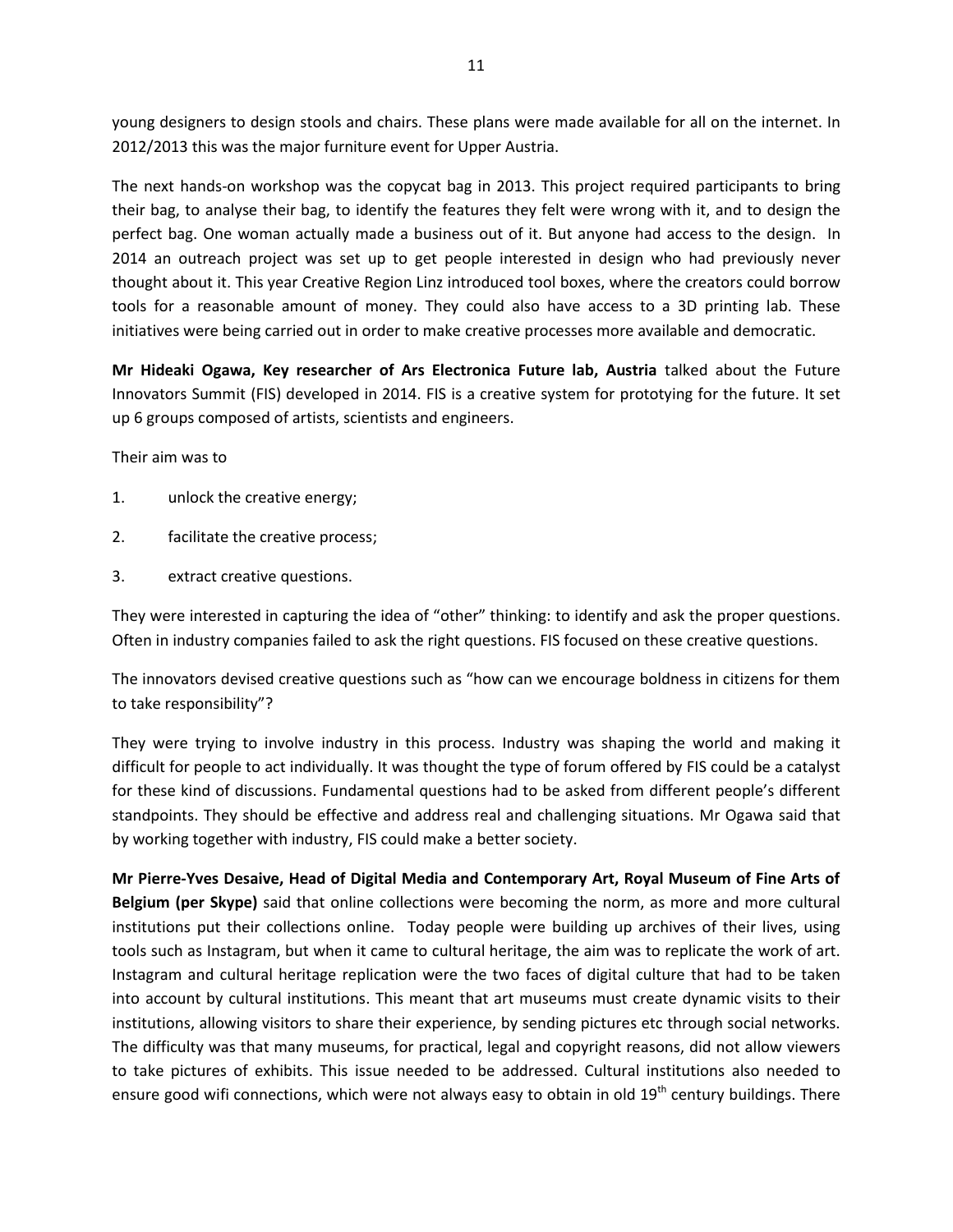young designers to design stools and chairs. These plans were made available for all on the internet. In 2012/2013 this was the major furniture event for Upper Austria.

The next hands-on workshop was the copycat bag in 2013. This project required participants to bring their bag, to analyse their bag, to identify the features they felt were wrong with it, and to design the perfect bag. One woman actually made a business out of it. But anyone had access to the design. In 2014 an outreach project was set up to get people interested in design who had previously never thought about it. This year Creative Region Linz introduced tool boxes, where the creators could borrow tools for a reasonable amount of money. They could also have access to a 3D printing lab. These initiatives were being carried out in order to make creative processes more available and democratic.

**Mr Hideaki Ogawa, Key researcher of Ars Electronica Future lab, Austria** talked about the Future Innovators Summit (FIS) developed in 2014. FIS is a creative system for prototying for the future. It set up 6 groups composed of artists, scientists and engineers.

Their aim was to

1. unlock the creative energy;
2. facilitate the creative process;
3. extract creative questions.

They were interested in capturing the idea of "other" thinking: to identify and ask the proper questions. Often in industry companies failed to ask the right questions. FIS focused on these creative questions.

The innovators devised creative questions such as "how can we encourage boldness in citizens for them to take responsibility"?

They were trying to involve industry in this process. Industry was shaping the world and making it difficult for people to act individually. It was thought the type of forum offered by FIS could be a catalyst for these kind of discussions. Fundamental questions had to be asked from different people's different standpoints. They should be effective and address real and challenging situations. Mr Ogawa said that by working together with industry, FIS could make a better society.

**Mr Pierre-Yves Desaive, Head of Digital Media and Contemporary Art, Royal Museum of Fine Arts of Belgium (per Skype)** said that online collections were becoming the norm, as more and more cultural institutions put their collections online. Today people were building up archives of their lives, using tools such as Instagram, but when it came to cultural heritage, the aim was to replicate the work of art. Instagram and cultural heritage replication were the two faces of digital culture that had to be taken into account by cultural institutions. This meant that art museums must create dynamic visits to their institutions, allowing visitors to share their experience, by sending pictures etc through social networks. The difficulty was that many museums, for practical, legal and copyright reasons, did not allow viewers to take pictures of exhibits. This issue needed to be addressed. Cultural institutions also needed to ensure good wifi connections, which were not always easy to obtain in old 19th century buildings. There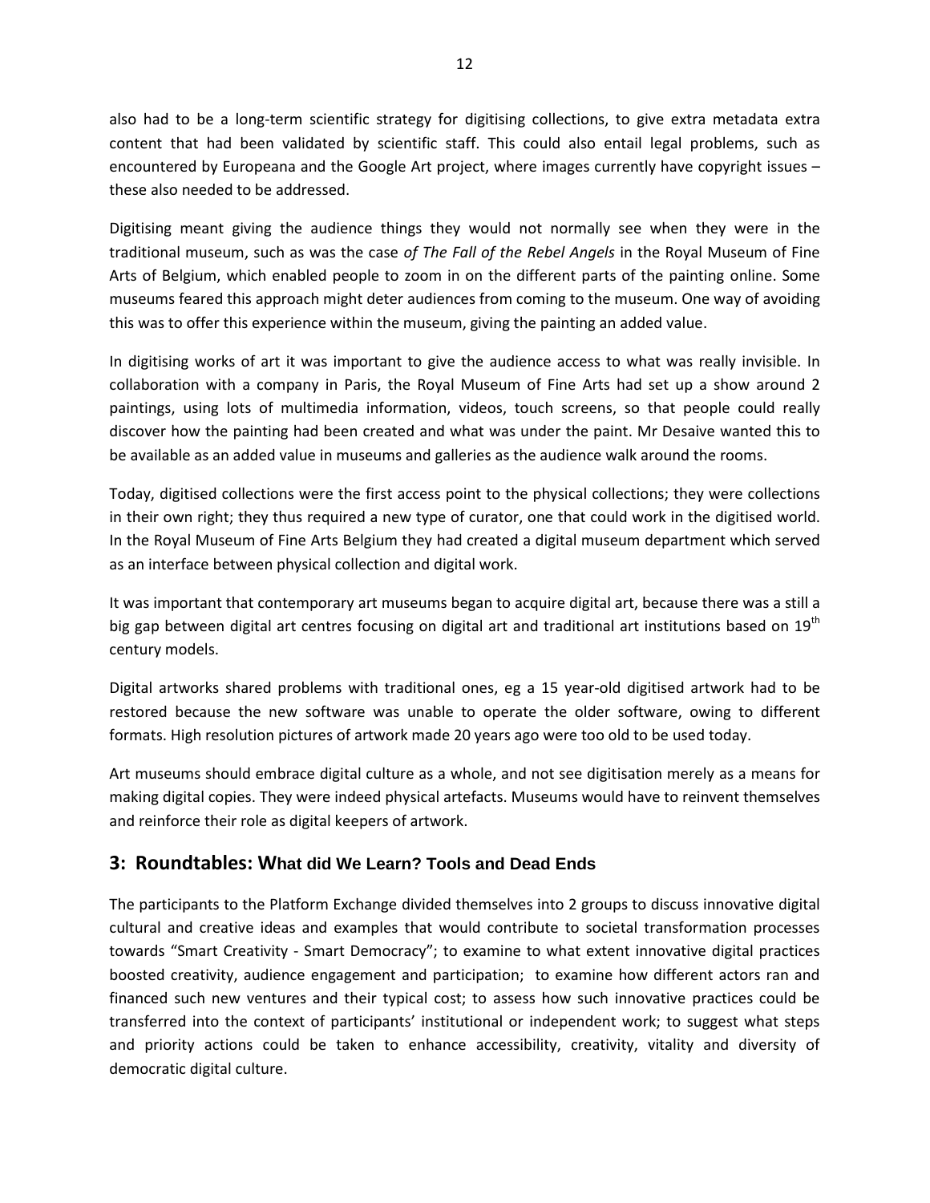also had to be a long-term scientific strategy for digitising collections, to give extra metadata extra content that had been validated by scientific staff. This could also entail legal problems, such as encountered by Europeana and the Google Art project, where images currently have copyright issues – these also needed to be addressed.

Digitising meant giving the audience things they would not normally see when they were in the traditional museum, such as was the case *of The Fall of the Rebel Angels* in the Royal Museum of Fine Arts of Belgium, which enabled people to zoom in on the different parts of the painting online. Some museums feared this approach might deter audiences from coming to the museum. One way of avoiding this was to offer this experience within the museum, giving the painting an added value.

In digitising works of art it was important to give the audience access to what was really invisible. In collaboration with a company in Paris, the Royal Museum of Fine Arts had set up a show around 2 paintings, using lots of multimedia information, videos, touch screens, so that people could really discover how the painting had been created and what was under the paint. Mr Desaive wanted this to be available as an added value in museums and galleries as the audience walk around the rooms.

Today, digitised collections were the first access point to the physical collections; they were collections in their own right; they thus required a new type of curator, one that could work in the digitised world. In the Royal Museum of Fine Arts Belgium they had created a digital museum department which served as an interface between physical collection and digital work.

It was important that contemporary art museums began to acquire digital art, because there was a still a big gap between digital art centres focusing on digital art and traditional art institutions based on 19th century models.

Digital artworks shared problems with traditional ones, eg a 15 year-old digitised artwork had to be restored because the new software was unable to operate the older software, owing to different formats. High resolution pictures of artwork made 20 years ago were too old to be used today.

Art museums should embrace digital culture as a whole, and not see digitisation merely as a means for making digital copies. They were indeed physical artefacts. Museums would have to reinvent themselves and reinforce their role as digital keepers of artwork.

## 3: Roundtables: What did We Learn? Tools and Dead Ends

The participants to the Platform Exchange divided themselves into 2 groups to discuss innovative digital cultural and creative ideas and examples that would contribute to societal transformation processes towards "Smart Creativity - Smart Democracy"; to examine to what extent innovative digital practices boosted creativity, audience engagement and participation; to examine how different actors ran and financed such new ventures and their typical cost; to assess how such innovative practices could be transferred into the context of participants' institutional or independent work; to suggest what steps and priority actions could be taken to enhance accessibility, creativity, vitality and diversity of democratic digital culture.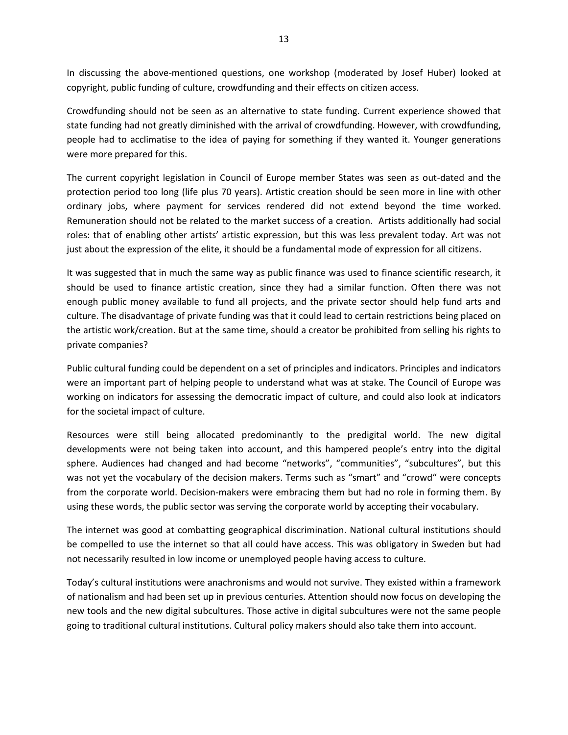In discussing the above-mentioned questions, one workshop (moderated by Josef Huber) looked at copyright, public funding of culture, crowdfunding and their effects on citizen access.

Crowdfunding should not be seen as an alternative to state funding. Current experience showed that state funding had not greatly diminished with the arrival of crowdfunding. However, with crowdfunding, people had to acclimatise to the idea of paying for something if they wanted it. Younger generations were more prepared for this.

The current copyright legislation in Council of Europe member States was seen as out-dated and the protection period too long (life plus 70 years). Artistic creation should be seen more in line with other ordinary jobs, where payment for services rendered did not extend beyond the time worked. Remuneration should not be related to the market success of a creation. Artists additionally had social roles: that of enabling other artists' artistic expression, but this was less prevalent today. Art was not just about the expression of the elite, it should be a fundamental mode of expression for all citizens.

It was suggested that in much the same way as public finance was used to finance scientific research, it should be used to finance artistic creation, since they had a similar function. Often there was not enough public money available to fund all projects, and the private sector should help fund arts and culture. The disadvantage of private funding was that it could lead to certain restrictions being placed on the artistic work/creation. But at the same time, should a creator be prohibited from selling his rights to private companies?

Public cultural funding could be dependent on a set of principles and indicators. Principles and indicators were an important part of helping people to understand what was at stake. The Council of Europe was working on indicators for assessing the democratic impact of culture, and could also look at indicators for the societal impact of culture.

Resources were still being allocated predominantly to the predigital world. The new digital developments were not being taken into account, and this hampered people's entry into the digital sphere. Audiences had changed and had become "networks", "communities", "subcultures", but this was not yet the vocabulary of the decision makers. Terms such as "smart" and "crowd" were concepts from the corporate world. Decision-makers were embracing them but had no role in forming them. By using these words, the public sector was serving the corporate world by accepting their vocabulary.

The internet was good at combatting geographical discrimination. National cultural institutions should be compelled to use the internet so that all could have access. This was obligatory in Sweden but had not necessarily resulted in low income or unemployed people having access to culture.

Today's cultural institutions were anachronisms and would not survive. They existed within a framework of nationalism and had been set up in previous centuries. Attention should now focus on developing the new tools and the new digital subcultures. Those active in digital subcultures were not the same people going to traditional cultural institutions. Cultural policy makers should also take them into account.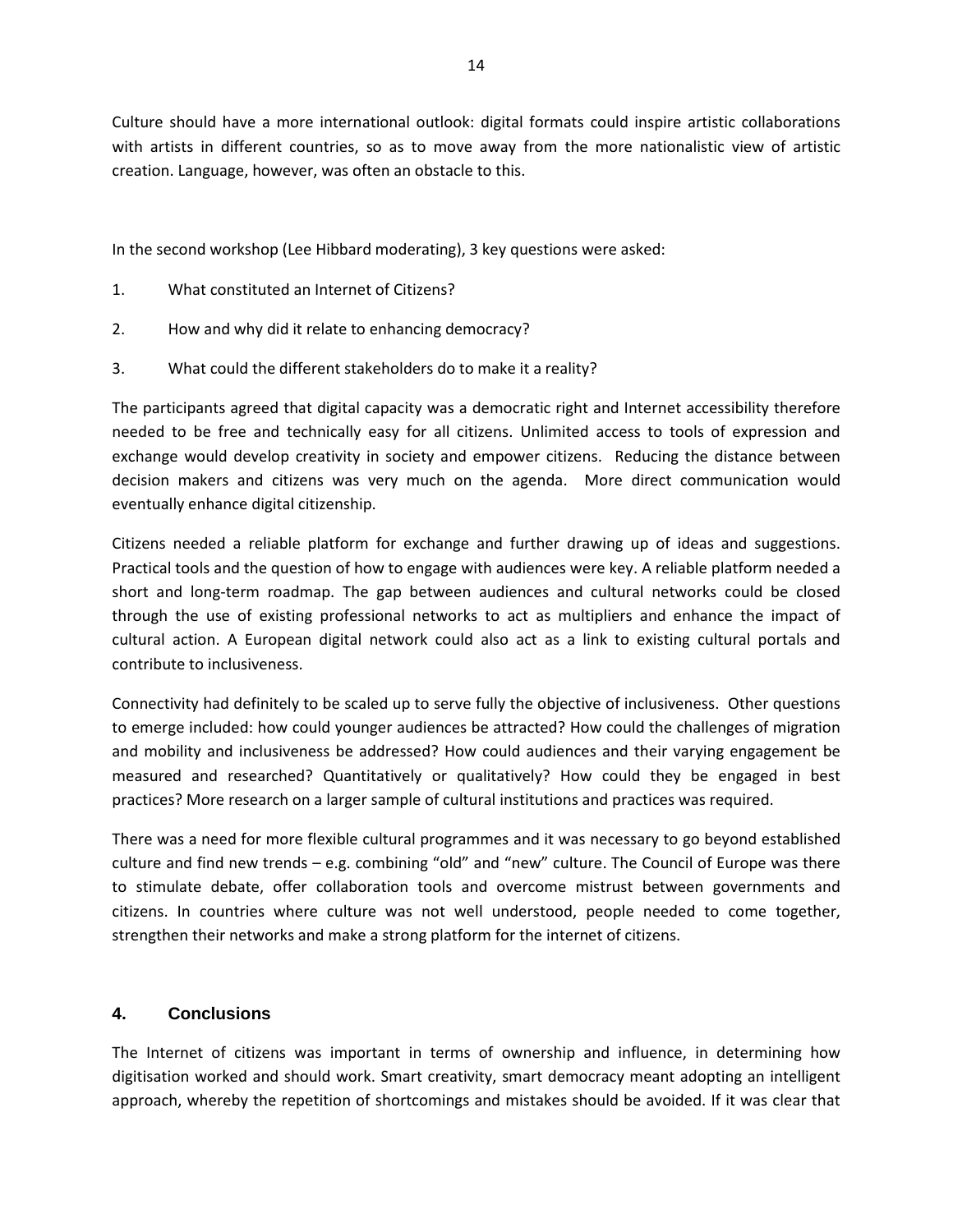Culture should have a more international outlook: digital formats could inspire artistic collaborations with artists in different countries, so as to move away from the more nationalistic view of artistic creation. Language, however, was often an obstacle to this.

In the second workshop (Lee Hibbard moderating), 3 key questions were asked:

1. What constituted an Internet of Citizens?
2. How and why did it relate to enhancing democracy?
3. What could the different stakeholders do to make it a reality?

The participants agreed that digital capacity was a democratic right and Internet accessibility therefore needed to be free and technically easy for all citizens. Unlimited access to tools of expression and exchange would develop creativity in society and empower citizens. Reducing the distance between decision makers and citizens was very much on the agenda. More direct communication would eventually enhance digital citizenship.

Citizens needed a reliable platform for exchange and further drawing up of ideas and suggestions. Practical tools and the question of how to engage with audiences were key. A reliable platform needed a short and long-term roadmap. The gap between audiences and cultural networks could be closed through the use of existing professional networks to act as multipliers and enhance the impact of cultural action. A European digital network could also act as a link to existing cultural portals and contribute to inclusiveness.

Connectivity had definitely to be scaled up to serve fully the objective of inclusiveness. Other questions to emerge included: how could younger audiences be attracted? How could the challenges of migration and mobility and inclusiveness be addressed? How could audiences and their varying engagement be measured and researched? Quantitatively or qualitatively? How could they be engaged in best practices? More research on a larger sample of cultural institutions and practices was required.

There was a need for more flexible cultural programmes and it was necessary to go beyond established culture and find new trends – e.g. combining "old" and "new" culture. The Council of Europe was there to stimulate debate, offer collaboration tools and overcome mistrust between governments and citizens. In countries where culture was not well understood, people needed to come together, strengthen their networks and make a strong platform for the internet of citizens.

## 4. Conclusions

The Internet of citizens was important in terms of ownership and influence, in determining how digitisation worked and should work. Smart creativity, smart democracy meant adopting an intelligent approach, whereby the repetition of shortcomings and mistakes should be avoided. If it was clear that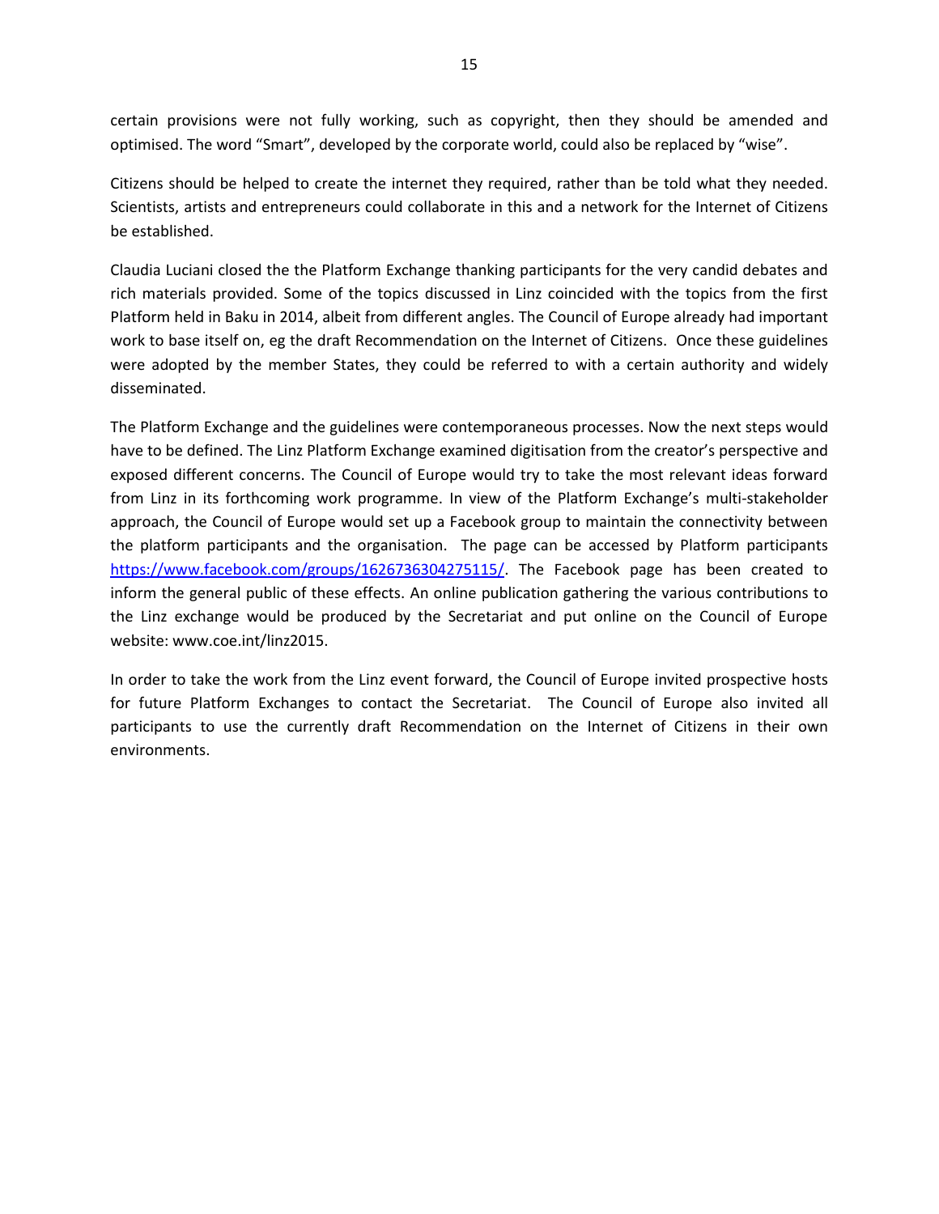certain provisions were not fully working, such as copyright, then they should be amended and optimised. The word “Smart”, developed by the corporate world, could also be replaced by “wise”.

Citizens should be helped to create the internet they required, rather than be told what they needed. Scientists, artists and entrepreneurs could collaborate in this and a network for the Internet of Citizens be established.

Claudia Luciani closed the the Platform Exchange thanking participants for the very candid debates and rich materials provided. Some of the topics discussed in Linz coincided with the topics from the first Platform held in Baku in 2014, albeit from different angles. The Council of Europe already had important work to base itself on, eg the draft Recommendation on the Internet of Citizens. Once these guidelines were adopted by the member States, they could be referred to with a certain authority and widely disseminated.

The Platform Exchange and the guidelines were contemporaneous processes. Now the next steps would have to be defined. The Linz Platform Exchange examined digitisation from the creator’s perspective and exposed different concerns. The Council of Europe would try to take the most relevant ideas forward from Linz in its forthcoming work programme. In view of the Platform Exchange’s multi-stakeholder approach, the Council of Europe would set up a Facebook group to maintain the connectivity between the platform participants and the organisation. The page can be accessed by Platform participants [https://www.facebook.com/groups/1626736304275115/](https://www.facebook.com/groups/1626736304275115/). The Facebook page has been created to inform the general public of these effects. An online publication gathering the various contributions to the Linz exchange would be produced by the Secretariat and put online on the Council of Europe website: www.coe.int/linz2015.

In order to take the work from the Linz event forward, the Council of Europe invited prospective hosts for future Platform Exchanges to contact the Secretariat. The Council of Europe also invited all participants to use the currently draft Recommendation on the Internet of Citizens in their own environments.